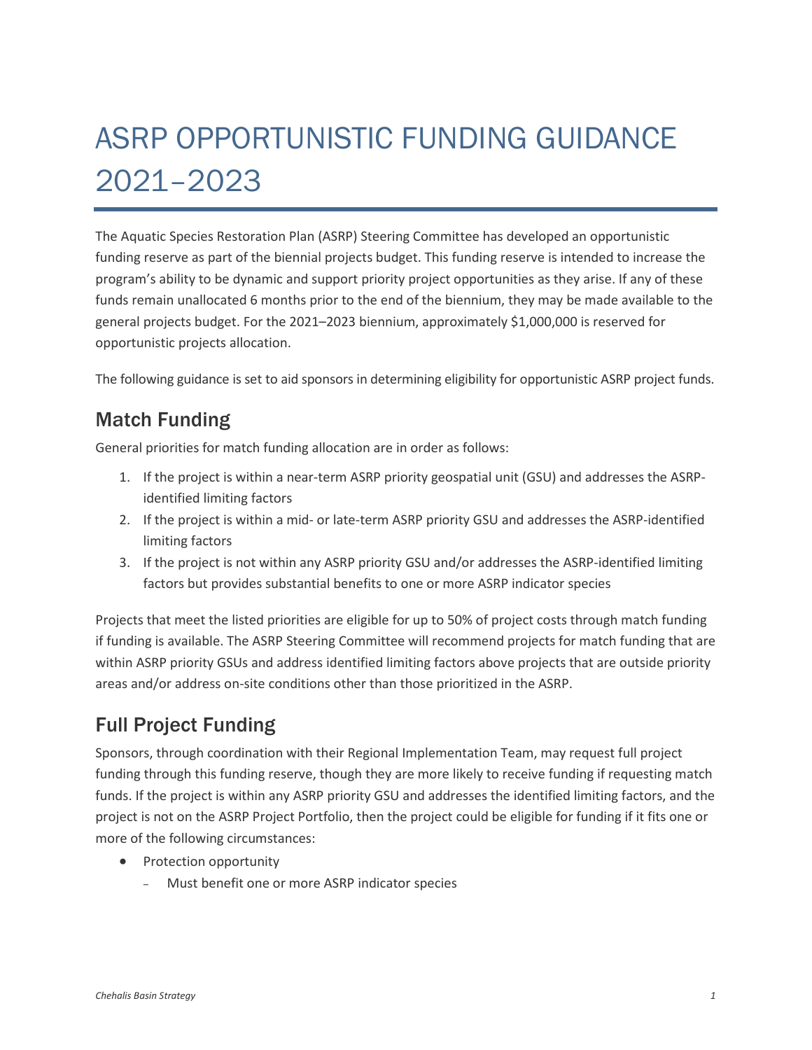# ASRP OPPORTUNISTIC FUNDING GUIDANCE 2021–2023

The Aquatic Species Restoration Plan (ASRP) Steering Committee has developed an opportunistic funding reserve as part of the biennial projects budget. This funding reserve is intended to increase the program's ability to be dynamic and support priority project opportunities as they arise. If any of these funds remain unallocated 6 months prior to the end of the biennium, they may be made available to the general projects budget. For the 2021–2023 biennium, approximately $1,000,000 is reserved for opportunistic projects allocation.

The following guidance is set to aid sponsors in determining eligibility for opportunistic ASRP project funds.

## Match Funding

General priorities for match funding allocation are in order as follows:

1. If the project is within a near-term ASRP priority geospatial unit (GSU) and addresses the ASRP-identified limiting factors
2. If the project is within a mid- or late-term ASRP priority GSU and addresses the ASRP-identified limiting factors
3. If the project is not within any ASRP priority GSU and/or addresses the ASRP-identified limiting factors but provides substantial benefits to one or more ASRP indicator species

Projects that meet the listed priorities are eligible for up to 50% of project costs through match funding if funding is available. The ASRP Steering Committee will recommend projects for match funding that are within ASRP priority GSUs and address identified limiting factors above projects that are outside priority areas and/or address on-site conditions other than those prioritized in the ASRP.

## Full Project Funding

Sponsors, through coordination with their Regional Implementation Team, may request full project funding through this funding reserve, though they are more likely to receive funding if requesting match funds. If the project is within any ASRP priority GSU and addresses the identified limiting factors, and the project is not on the ASRP Project Portfolio, then the project could be eligible for funding if it fits one or more of the following circumstances:

- Protection opportunity
  - Must benefit one or more ASRP indicator species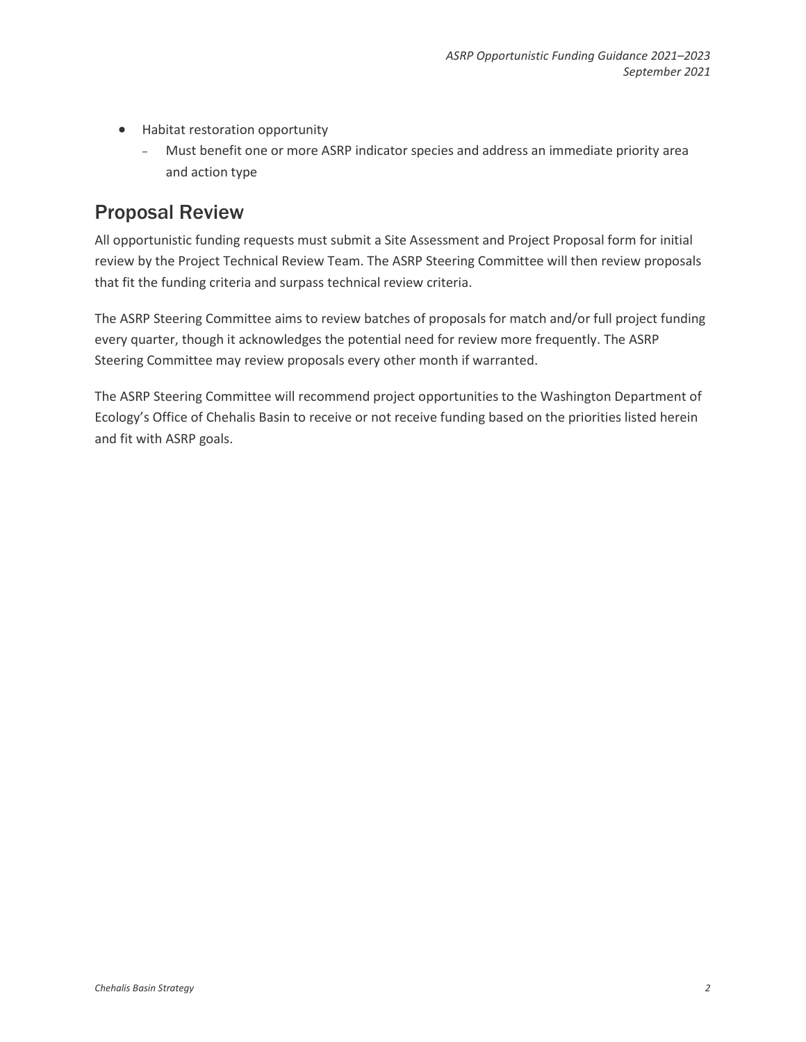- Habitat restoration opportunity
  - Must benefit one or more ASRP indicator species and address an immediate priority area and action type

## Proposal Review

All opportunistic funding requests must submit a Site Assessment and Project Proposal form for initial review by the Project Technical Review Team. The ASRP Steering Committee will then review proposals that fit the funding criteria and surpass technical review criteria.

The ASRP Steering Committee aims to review batches of proposals for match and/or full project funding every quarter, though it acknowledges the potential need for review more frequently. The ASRP Steering Committee may review proposals every other month if warranted.

The ASRP Steering Committee will recommend project opportunities to the Washington Department of Ecology's Office of Chehalis Basin to receive or not receive funding based on the priorities listed herein and fit with ASRP goals.